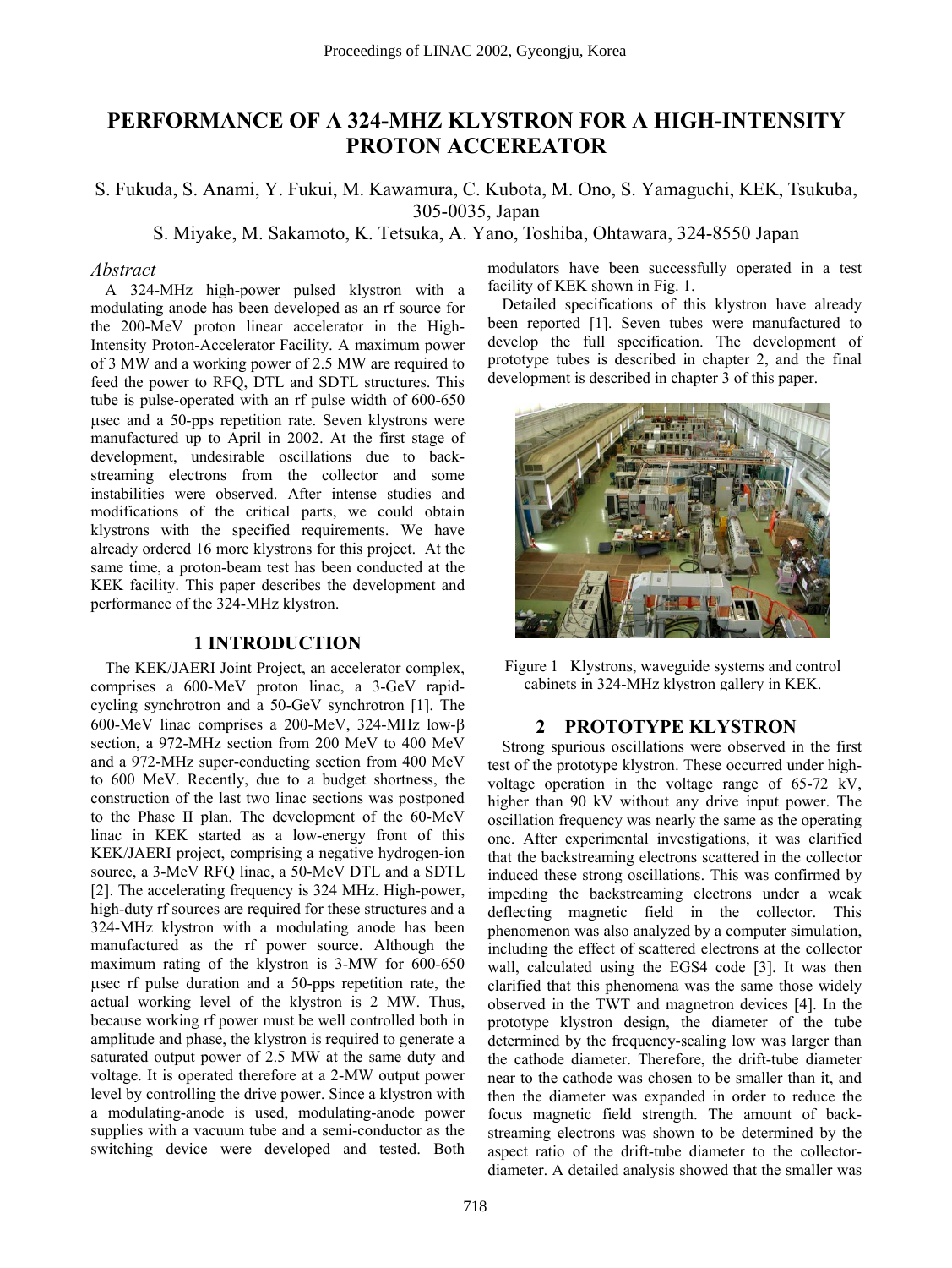# PERFORMANCE OF A 324-MHZ KLYSTRON FOR A HIGH-INTENSITY PROTON ACCEREATOR

S. Fukuda, S. Anami, Y. Fukui, M. Kawamura, C. Kubota, M. Ono, S. Yamaguchi, KEK, Tsukuba, 305-0035, Japan
S. Miyake, M. Sakamoto, K. Tetsuka, A. Yano, Toshiba, Ohtawara, 324-8550 Japan

## *Abstract*

A 324-MHz high-power pulsed klystron with a modulating anode has been developed as an rf source for the 200-MeV proton linear accelerator in the High-Intensity Proton-Accelerator Facility. A maximum power of 3 MW and a working power of 2.5 MW are required to feed the power to RFQ, DTL and SDTL structures. This tube is pulse-operated with an rf pulse width of 600-650 μsec and a 50-pps repetition rate. Seven klystrons were manufactured up to April in 2002. At the first stage of development, undesirable oscillations due to back-streaming electrons from the collector and some instabilities were observed. After intense studies and modifications of the critical parts, we could obtain klystrons with the specified requirements. We have already ordered 16 more klystrons for this project. At the same time, a proton-beam test has been conducted at the KEK facility. This paper describes the development and performance of the 324-MHz klystron.

## 1 INTRODUCTION

The KEK/JAERI Joint Project, an accelerator complex, comprises a 600-MeV proton linac, a 3-GeV rapid-cycling synchrotron and a 50-GeV synchrotron [1]. The 600-MeV linac comprises a 200-MeV, 324-MHz low-β section, a 972-MHz section from 200 MeV to 400 MeV and a 972-MHz super-conducting section from 400 MeV to 600 MeV. Recently, due to a budget shortness, the construction of the last two linac sections was postponed to the Phase II plan. The development of the 60-MeV linac in KEK started as a low-energy front of this KEK/JAERI project, comprising a negative hydrogen-ion source, a 3-MeV RFQ linac, a 50-MeV DTL and a SDTL [2]. The accelerating frequency is 324 MHz. High-power, high-duty rf sources are required for these structures and a 324-MHz klystron with a modulating anode has been manufactured as the rf power source. Although the maximum rating of the klystron is 3-MW for 600-650 μsec rf pulse duration and a 50-pps repetition rate, the actual working level of the klystron is 2 MW. Thus, because working rf power must be well controlled both in amplitude and phase, the klystron is required to generate a saturated output power of 2.5 MW at the same duty and voltage. It is operated therefore at a 2-MW output power level by controlling the drive power. Since a klystron with a modulating-anode is used, modulating-anode power supplies with a vacuum tube and a semi-conductor as the switching device were developed and tested. Both modulators have been successfully operated in a test facility of KEK shown in Fig. 1.

Detailed specifications of this klystron have already been reported [1]. Seven tubes were manufactured to develop the full specification. The development of prototype tubes is described in chapter 2, and the final development is described in chapter 3 of this paper.

Figure 1 Klystrons, waveguide systems and control cabinets in 324-MHz klystron gallery in KEK.

## 2 PROTOTYPE KLYSTRON

Strong spurious oscillations were observed in the first test of the prototype klystron. These occurred under high-voltage operation in the voltage range of 65-72 kV, higher than 90 kV without any drive input power. The oscillation frequency was nearly the same as the operating one. After experimental investigations, it was clarified that the backstreaming electrons scattered in the collector induced these strong oscillations. This was confirmed by impeding the backstreaming electrons under a weak deflecting magnetic field in the collector. This phenomenon was also analyzed by a computer simulation, including the effect of scattered electrons at the collector wall, calculated using the EGS4 code [3]. It was then clarified that this phenomena was the same those widely observed in the TWT and magnetron devices [4]. In the prototype klystron design, the diameter of the tube determined by the frequency-scaling low was larger than the cathode diameter. Therefore, the drift-tube diameter near to the cathode was chosen to be smaller than it, and then the diameter was expanded in order to reduce the focus magnetic field strength. The amount of back-streaming electrons was shown to be determined by the aspect ratio of the drift-tube diameter to the collector-diameter. A detailed analysis showed that the smaller was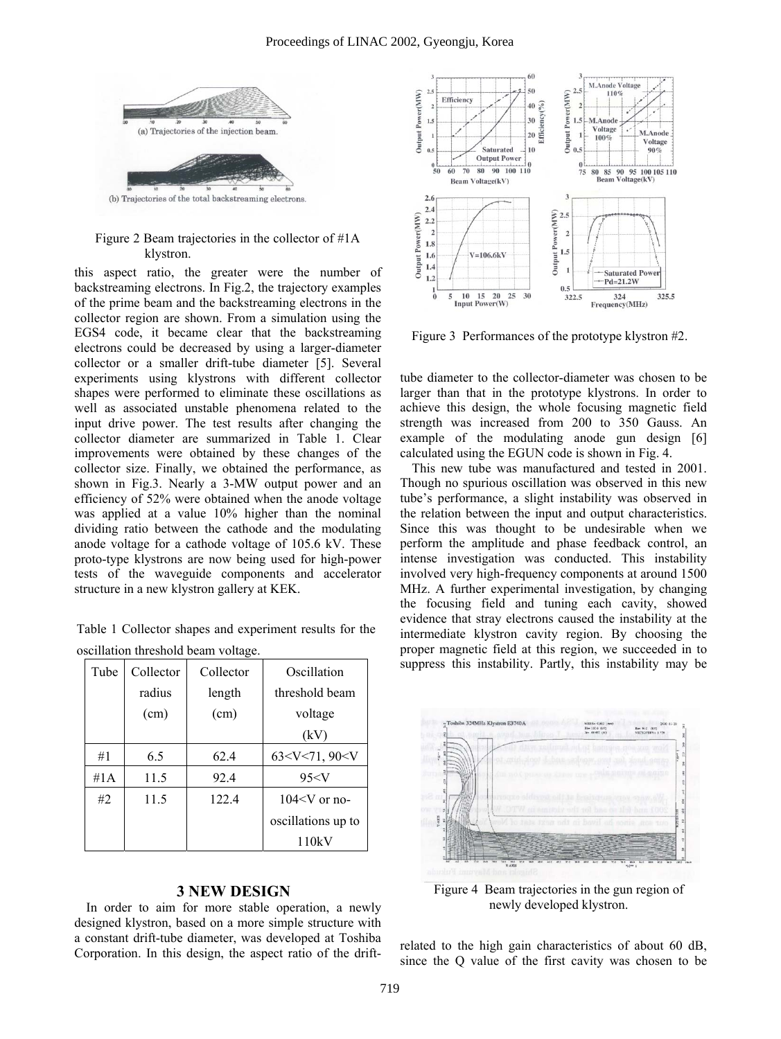Figure 2 Beam trajectories in the collector of #1A klystron.

this aspect ratio, the greater were the number of backstreaming electrons. In Fig.2, the trajectory examples of the prime beam and the backstreaming electrons in the collector region are shown. From a simulation using the EGS4 code, it became clear that the backstreaming electrons could be decreased by using a larger-diameter collector or a smaller drift-tube diameter [5]. Several experiments using klystrons with different collector shapes were performed to eliminate these oscillations as well as associated unstable phenomena related to the input drive power. The test results after changing the collector diameter are summarized in Table 1. Clear improvements were obtained by these changes of the collector size. Finally, we obtained the performance, as shown in Fig.3. Nearly a 3-MW output power and an efficiency of 52% were obtained when the anode voltage was applied at a value 10% higher than the nominal dividing ratio between the cathode and the modulating anode voltage for a cathode voltage of 105.6 kV. These proto-type klystrons are now being used for high-power tests of the waveguide components and accelerator structure in a new klystron gallery at KEK.

Table 1 Collector shapes and experiment results for the oscillation threshold beam voltage.

| Tube | Collector radius (cm) | Collector length (cm) | Oscillation threshold beam voltage (kV) |
|---|---|---|---|
| #1 | 6.5 | 62.4 | 63<V<71, 90<V |
| #1A | 11.5 | 92.4 | 95<V |
| #2 | 11.5 | 122.4 | 104<V or no-oscillations up to 110kV |

## 3 NEW DESIGN

In order to aim for more stable operation, a newly designed klystron, based on a more simple structure with a constant drift-tube diameter, was developed at Toshiba Corporation. In this design, the aspect ratio of the drift-tube diameter to the collector-diameter was chosen to be larger than that in the prototype klystrons. In order to achieve this design, the whole focusing magnetic field strength was increased from 200 to 350 Gauss. An example of the modulating anode gun design [6] calculated using the EGUN code is shown in Fig. 4.

Figure 3 Performances of the prototype klystron #2.

This new tube was manufactured and tested in 2001. Though no spurious oscillation was observed in this new tube's performance, a slight instability was observed in the relation between the input and output characteristics. Since this was thought to be undesirable when we perform the amplitude and phase feedback control, an intense investigation was conducted. This instability involved very high-frequency components at around 1500 MHz. A further experimental investigation, by changing the focusing field and tuning each cavity, showed evidence that stray electrons caused the instability at the intermediate klystron cavity region. By choosing the proper magnetic field at this region, we succeeded in to suppress this instability. Partly, this instability may be related to the high gain characteristics of about 60 dB, since the Q value of the first cavity was chosen to be

Figure 4 Beam trajectories in the gun region of newly developed klystron.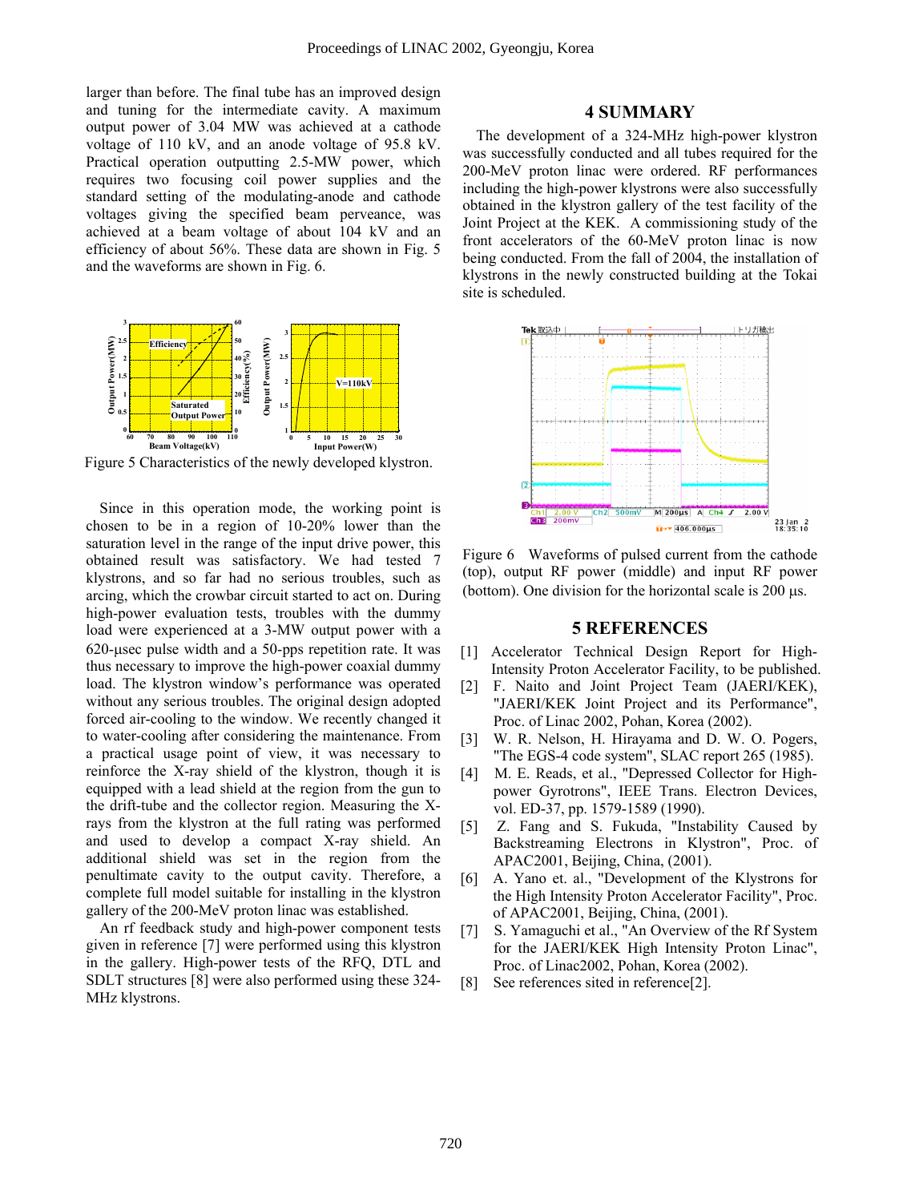larger than before. The final tube has an improved design and tuning for the intermediate cavity. A maximum output power of 3.04 MW was achieved at a cathode voltage of 110 kV, and an anode voltage of 95.8 kV. Practical operation outputting 2.5-MW power, which requires two focusing coil power supplies and the standard setting of the modulating-anode and cathode voltages giving the specified beam perveance, was achieved at a beam voltage of about 104 kV and an efficiency of about 56%. These data are shown in Fig. 5 and the waveforms are shown in Fig. 6.

Efficiency

Saturated Output Power

Output Power(MW)

Efficiency(%)

Beam Voltage(kV)

V=110kV

Output Power(MW)

Input Power(W)

Figure 5 Characteristics of the newly developed klystron.

Since in this operation mode, the working point is chosen to be in a region of 10-20% lower than the saturation level in the range of the input drive power, this obtained result was satisfactory. We had tested 7 klystrons, and so far had no serious troubles, such as arcing, which the crowbar circuit started to act on. During high-power evaluation tests, troubles with the dummy load were experienced at a 3-MW output power with a 620-μsec pulse width and a 50-pps repetition rate. It was thus necessary to improve the high-power coaxial dummy load. The klystron window's performance was operated without any serious troubles. The original design adopted forced air-cooling to the window. We recently changed it to water-cooling after considering the maintenance. From a practical usage point of view, it was necessary to reinforce the X-ray shield of the klystron, though it is equipped with a lead shield at the region from the gun to the drift-tube and the collector region. Measuring the X-rays from the klystron at the full rating was performed and used to develop a compact X-ray shield. An additional shield was set in the region from the penultimate cavity to the output cavity. Therefore, a complete full model suitable for installing in the klystron gallery of the 200-MeV proton linac was established.

An rf feedback study and high-power component tests given in reference [7] were performed using this klystron in the gallery. High-power tests of the RFQ, DTL and SDLT structures [8] were also performed using these 324-MHz klystrons.

## 4 SUMMARY

The development of a 324-MHz high-power klystron was successfully conducted and all tubes required for the 200-MeV proton linac were ordered. RF performances including the high-power klystrons were also successfully obtained in the klystron gallery of the test facility of the Joint Project at the KEK. A commissioning study of the front accelerators of the 60-MeV proton linac is now being conducted. From the fall of 2004, the installation of klystrons in the newly constructed building at the Tokai site is scheduled.

Figure 6 Waveforms of pulsed current from the cathode (top), output RF power (middle) and input RF power (bottom). One division for the horizontal scale is 200 μs.

## 5 REFERENCES

[1] Accelerator Technical Design Report for High-Intensity Proton Accelerator Facility, to be published.

[2] F. Naito and Joint Project Team (JAERI/KEK), "JAERI/KEK Joint Project and its Performance", Proc. of Linac 2002, Pohan, Korea (2002).

[3] W. R. Nelson, H. Hirayama and D. W. O. Pogers, "The EGS-4 code system", SLAC report 265 (1985).

[4] M. E. Reads, et al., "Depressed Collector for High-power Gyrotrons", IEEE Trans. Electron Devices, vol. ED-37, pp. 1579-1589 (1990).

[5] Z. Fang and S. Fukuda, "Instability Caused by Backstreaming Electrons in Klystron", Proc. of APAC2001, Beijing, China, (2001).

[6] A. Yano et. al., "Development of the Klystrons for the High Intensity Proton Accelerator Facility", Proc. of APAC2001, Beijing, China, (2001).

[7] S. Yamaguchi et al., "An Overview of the Rf System for the JAERI/KEK High Intensity Proton Linac", Proc. of Linac2002, Pohan, Korea (2002).

[8] See references sited in reference[2].